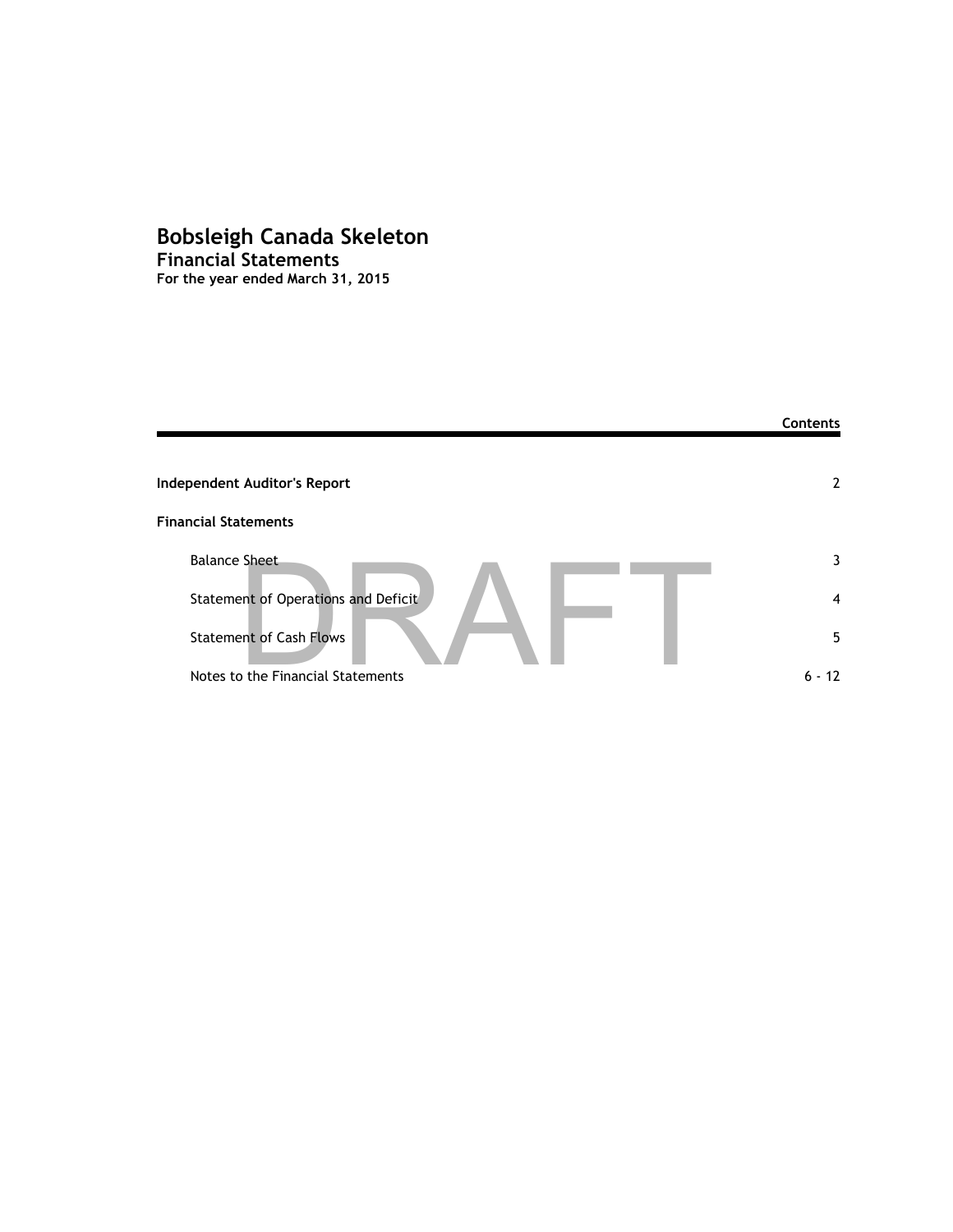# Bobsleigh Canada Skeleton

## Financial Statements

**For the year ended March 31, 2015**

DRAFT

| | Contents |
|---|---|
| **Independent Auditor's Report** | 2 |
| **Financial Statements** | |
| Balance Sheet | 3 |
| Statement of Operations and Deficit | 4 |
| Statement of Cash Flows | 5 |
| Notes to the Financial Statements | 6 - 12 |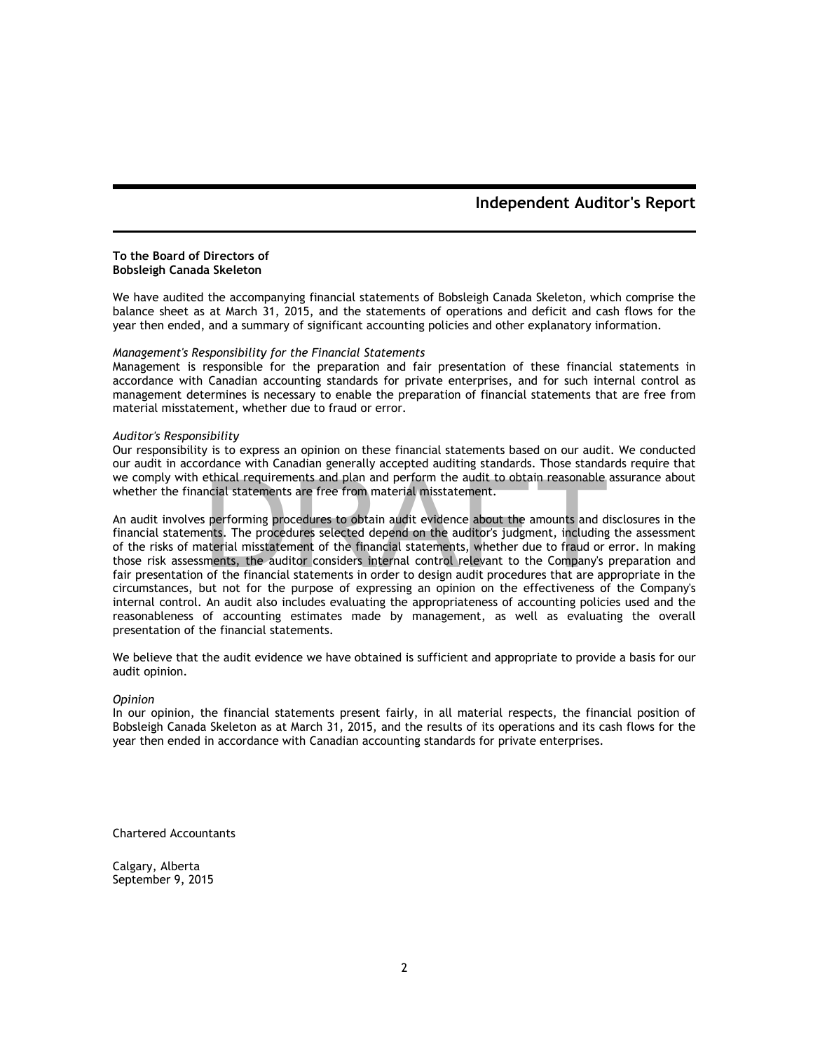# Independent Auditor's Report

**To the Board of Directors of**
**Bobsleigh Canada Skeleton**

We have audited the accompanying financial statements of Bobsleigh Canada Skeleton, which comprise the balance sheet as at March 31, 2015, and the statements of operations and deficit and cash flows for the year then ended, and a summary of significant accounting policies and other explanatory information.

*Management's Responsibility for the Financial Statements*
Management is responsible for the preparation and fair presentation of these financial statements in accordance with Canadian accounting standards for private enterprises, and for such internal control as management determines is necessary to enable the preparation of financial statements that are free from material misstatement, whether due to fraud or error.

*Auditor's Responsibility*
Our responsibility is to express an opinion on these financial statements based on our audit. We conducted our audit in accordance with Canadian generally accepted auditing standards. Those standards require that we comply with ethical requirements and plan and perform the audit to obtain reasonable assurance about whether the financial statements are free from material misstatement.

An audit involves performing procedures to obtain audit evidence about the amounts and disclosures in the financial statements. The procedures selected depend on the auditor's judgment, including the assessment of the risks of material misstatement of the financial statements, whether due to fraud or error. In making those risk assessments, the auditor considers internal control relevant to the Company's preparation and fair presentation of the financial statements in order to design audit procedures that are appropriate in the circumstances, but not for the purpose of expressing an opinion on the effectiveness of the Company's internal control. An audit also includes evaluating the appropriateness of accounting policies used and the reasonableness of accounting estimates made by management, as well as evaluating the overall presentation of the financial statements.

We believe that the audit evidence we have obtained is sufficient and appropriate to provide a basis for our audit opinion.

*Opinion*
In our opinion, the financial statements present fairly, in all material respects, the financial position of Bobsleigh Canada Skeleton as at March 31, 2015, and the results of its operations and its cash flows for the year then ended in accordance with Canadian accounting standards for private enterprises.

Chartered Accountants

Calgary, Alberta
September 9, 2015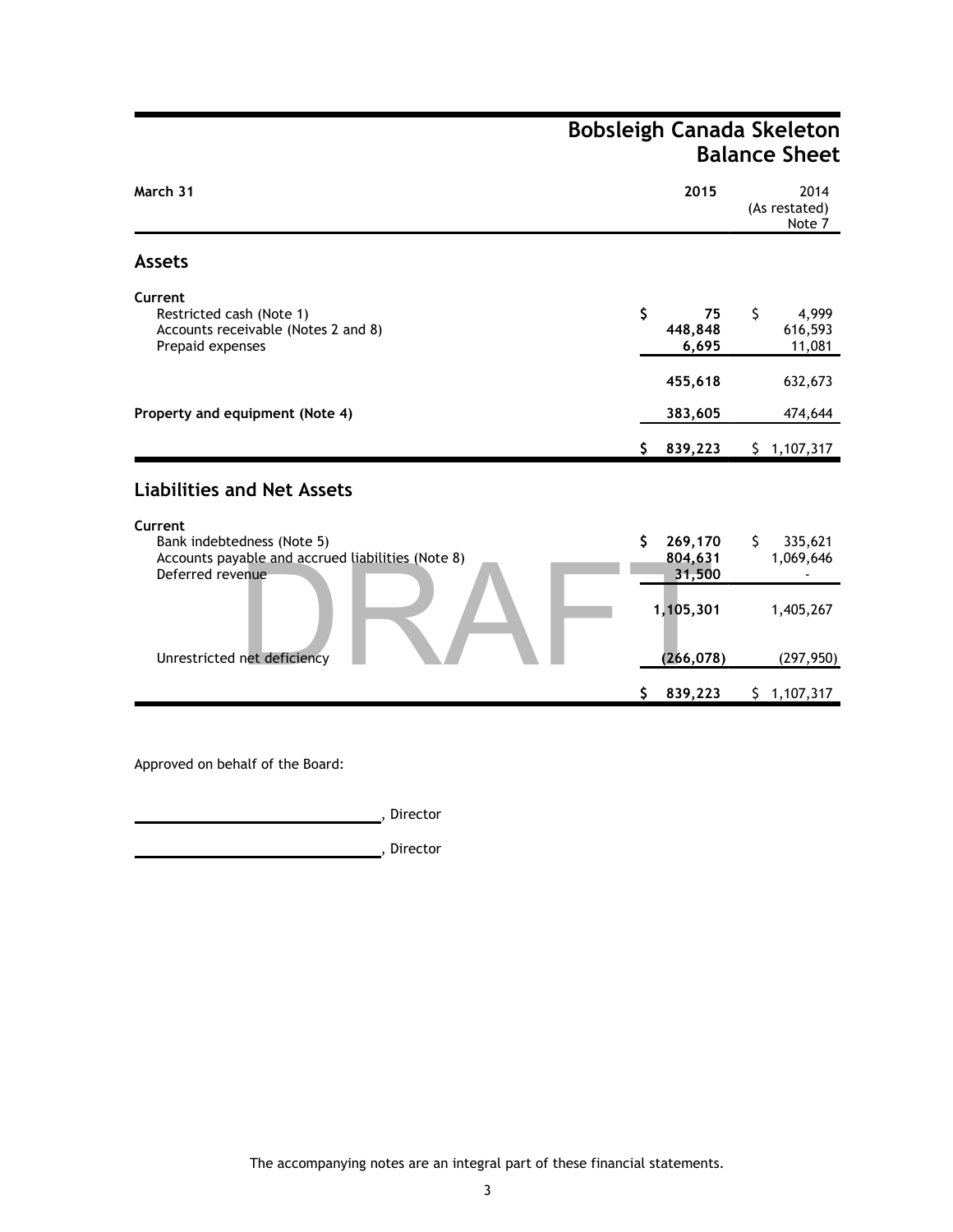# Bobsleigh Canada Skeleton
## Balance Sheet

| March 31 | 2015 | 2014 (As restated) Note 7 |
|---|---|---|
| **Assets** | | |
| **Current** | | |
| Restricted cash (Note 1) | $ 75 | $ 4,999 |
| Accounts receivable (Notes 2 and 8) | 448,848 | 616,593 |
| Prepaid expenses | 6,695 | 11,081 |
| | 455,618 | 632,673 |
| **Property and equipment (Note 4)** | 383,605 | 474,644 |
| | $ 839,223 | $ 1,107,317 |
| **Liabilities and Net Assets** | | |
| **Current** | | |
| Bank indebtedness (Note 5) | $ 269,170 | $ 335,621 |
| Accounts payable and accrued liabilities (Note 8) | 804,631 | 1,069,646 |
| Deferred revenue | 31,500 | - |
| | 1,105,301 | 1,405,267 |
| Unrestricted net deficiency | (266,078) | (297,950) |
| | $ 839,223 | $ 1,107,317 |

DRAFT

Approved on behalf of the Board:

\_\_\_\_\_\_\_\_\_\_\_\_\_\_\_\_\_\_\_\_\_\_\_\_\_\_\_\_\_\_, Director

\_\_\_\_\_\_\_\_\_\_\_\_\_\_\_\_\_\_\_\_\_\_\_\_\_\_\_\_\_\_, Director

The accompanying notes are an integral part of these financial statements.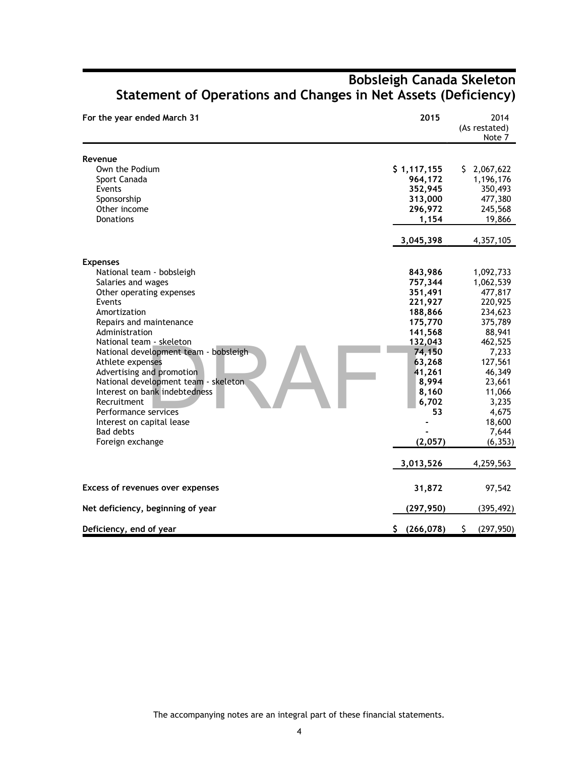# Bobsleigh Canada Skeleton

## Statement of Operations and Changes in Net Assets (Deficiency)

| For the year ended March 31 | 2015 | 2014 (As restated) Note 7 |
|---|---|---|
| **Revenue** | | |
| Own the Podium | **$ 1,117,155** | $ 2,067,622 |
| Sport Canada | **964,172** | 1,196,176 |
| Events | **352,945** | 350,493 |
| Sponsorship | **313,000** | 477,380 |
| Other income | **296,972** | 245,568 |
| Donations | **1,154** | 19,866 |
| | **3,045,398** | 4,357,105 |
| **Expenses** | | |
| National team - bobsleigh | **843,986** | 1,092,733 |
| Salaries and wages | **757,344** | 1,062,539 |
| Other operating expenses | **351,491** | 477,817 |
| Events | **221,927** | 220,925 |
| Amortization | **188,866** | 234,623 |
| Repairs and maintenance | **175,770** | 375,789 |
| Administration | **141,568** | 88,941 |
| National team - skeleton | **132,043** | 462,525 |
| National development team - bobsleigh | **74,150** | 7,233 |
| Athlete expenses | **63,268** | 127,561 |
| Advertising and promotion | **41,261** | 46,349 |
| National development team - skeleton | **8,994** | 23,661 |
| Interest on bank indebtedness | **8,160** | 11,066 |
| Recruitment | **6,702** | 3,235 |
| Performance services | **53** | 4,675 |
| Interest on capital lease | **-** | 18,600 |
| Bad debts | **-** | 7,644 |
| Foreign exchange | **(2,057)** | (6,353) |
| | **3,013,526** | 4,259,563 |
| **Excess of revenues over expenses** | **31,872** | 97,542 |
| **Net deficiency, beginning of year** | **(297,950)** | (395,492) |
| **Deficiency, end of year** | **$ (266,078)** | $ (297,950) |

DRAFT

The accompanying notes are an integral part of these financial statements.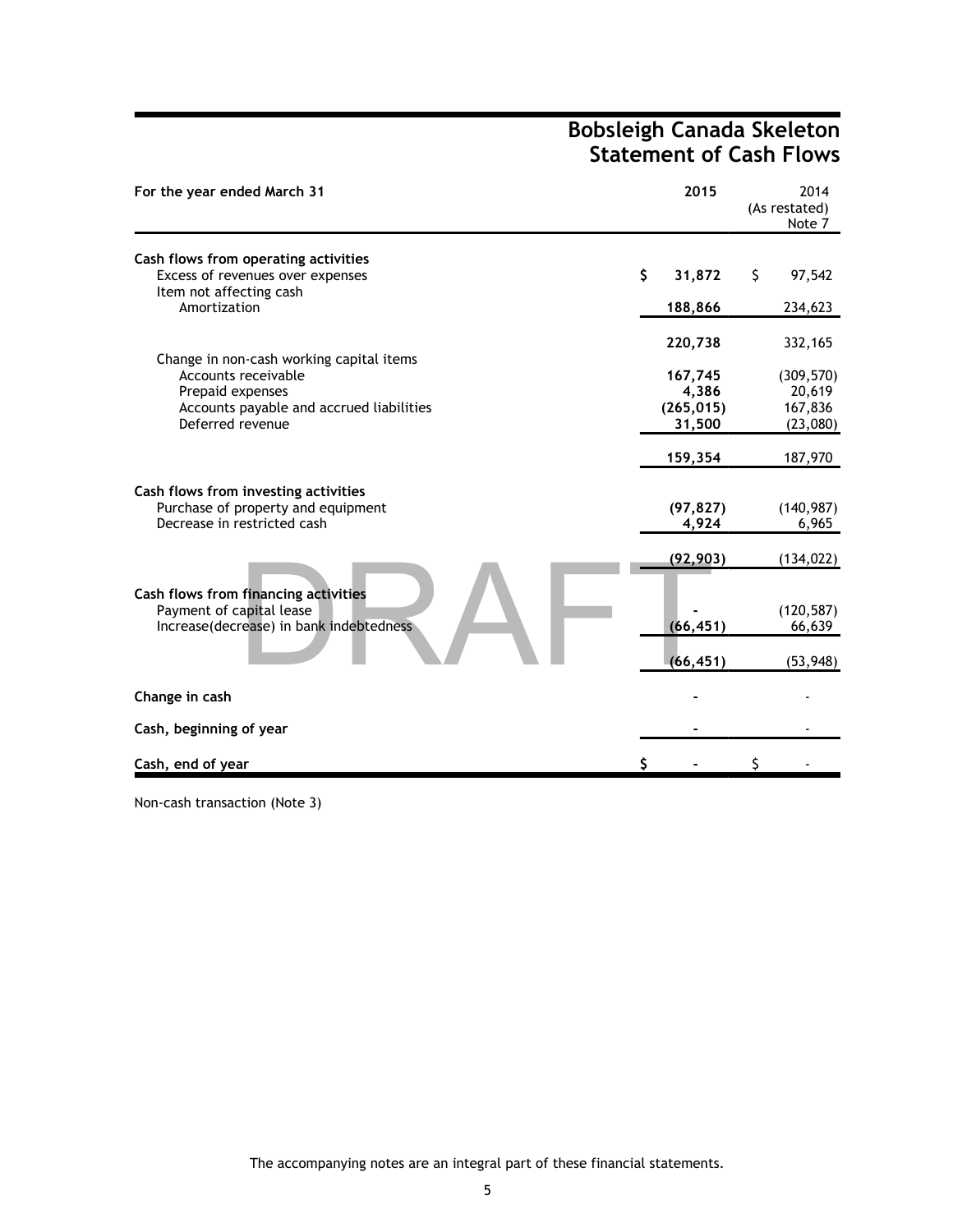# Bobsleigh Canada Skeleton
## Statement of Cash Flows

| For the year ended March 31 | 2015 | 2014 (As restated) Note 7 |
|---|---|---|
| **Cash flows from operating activities** | | |
| Excess of revenues over expenses | $ 31,872 | $ 97,542 |
| Item not affecting cash | | |
| Amortization | 188,866 | 234,623 |
| | 220,738 | 332,165 |
| Change in non-cash working capital items | | |
| Accounts receivable | 167,745 | (309,570) |
| Prepaid expenses | 4,386 | 20,619 |
| Accounts payable and accrued liabilities | (265,015) | 167,836 |
| Deferred revenue | 31,500 | (23,080) |
| | 159,354 | 187,970 |
| **Cash flows from investing activities** | | |
| Purchase of property and equipment | (97,827) | (140,987) |
| Decrease in restricted cash | 4,924 | 6,965 |
| | (92,903) | (134,022) |
| **Cash flows from financing activities** | | |
| Payment of capital lease | - | (120,587) |
| Increase(decrease) in bank indebtedness | (66,451) | 66,639 |
| | (66,451) | (53,948) |
| **Change in cash** | - | - |
| **Cash, beginning of year** | - | - |
| **Cash, end of year** | $ - | $ - |

Non-cash transaction (Note 3)

The accompanying notes are an integral part of these financial statements.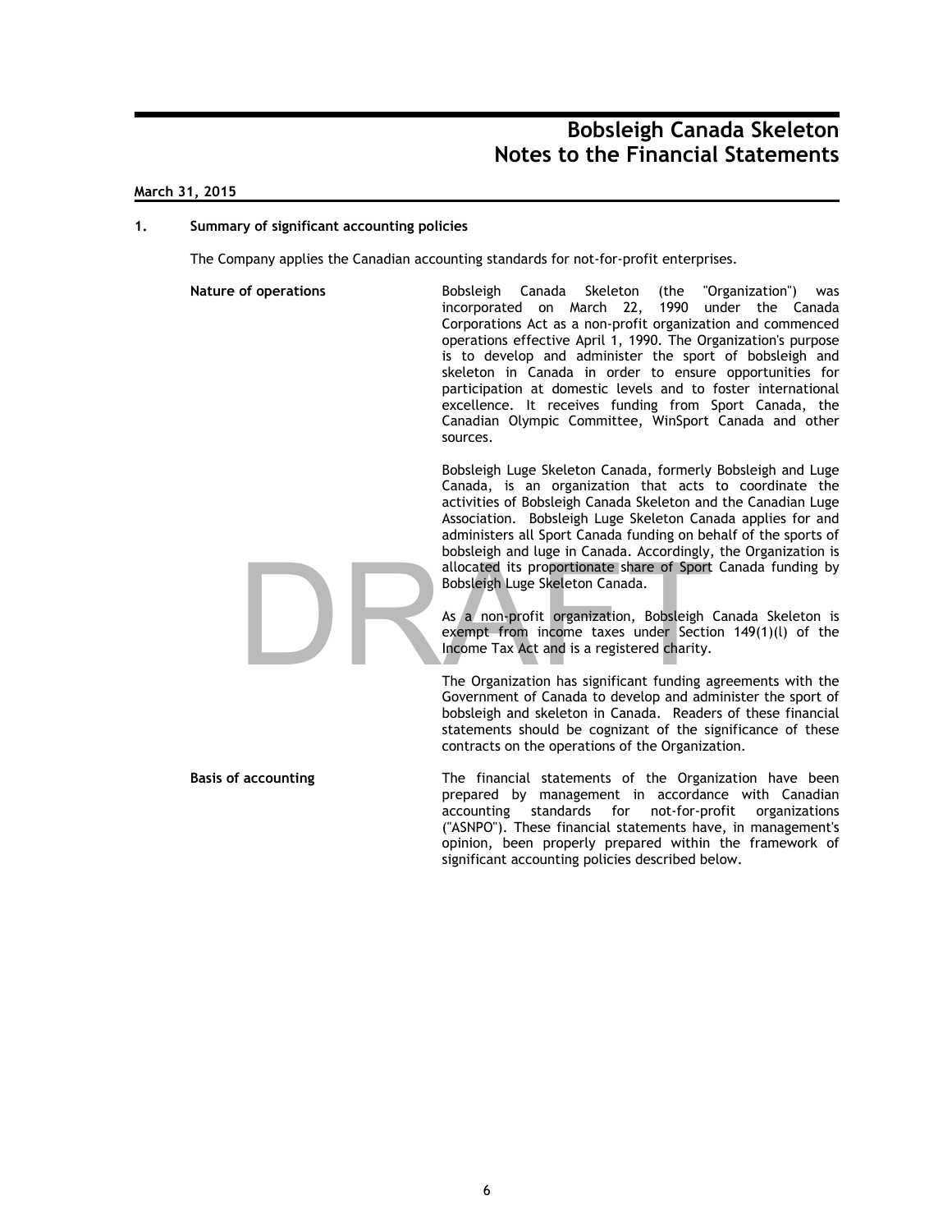# Bobsleigh Canada Skeleton
# Notes to the Financial Statements

**March 31, 2015**

## 1. Summary of significant accounting policies

The Company applies the Canadian accounting standards for not-for-profit enterprises.

**Nature of operations**

Bobsleigh Canada Skeleton (the "Organization") was incorporated on March 22, 1990 under the Canada Corporations Act as a non-profit organization and commenced operations effective April 1, 1990. The Organization's purpose is to develop and administer the sport of bobsleigh and skeleton in Canada in order to ensure opportunities for participation at domestic levels and to foster international excellence. It receives funding from Sport Canada, the Canadian Olympic Committee, WinSport Canada and other sources.

Bobsleigh Luge Skeleton Canada, formerly Bobsleigh and Luge Canada, is an organization that acts to coordinate the activities of Bobsleigh Canada Skeleton and the Canadian Luge Association. Bobsleigh Luge Skeleton Canada applies for and administers all Sport Canada funding on behalf of the sports of bobsleigh and luge in Canada. Accordingly, the Organization is allocated its proportionate share of Sport Canada funding by Bobsleigh Luge Skeleton Canada.

As a non-profit organization, Bobsleigh Canada Skeleton is exempt from income taxes under Section 149(1)(l) of the Income Tax Act and is a registered charity.

The Organization has significant funding agreements with the Government of Canada to develop and administer the sport of bobsleigh and skeleton in Canada. Readers of these financial statements should be cognizant of the significance of these contracts on the operations of the Organization.

**Basis of accounting**

The financial statements of the Organization have been prepared by management in accordance with Canadian accounting standards for not-for-profit organizations ("ASNPO"). These financial statements have, in management's opinion, been properly prepared within the framework of significant accounting policies described below.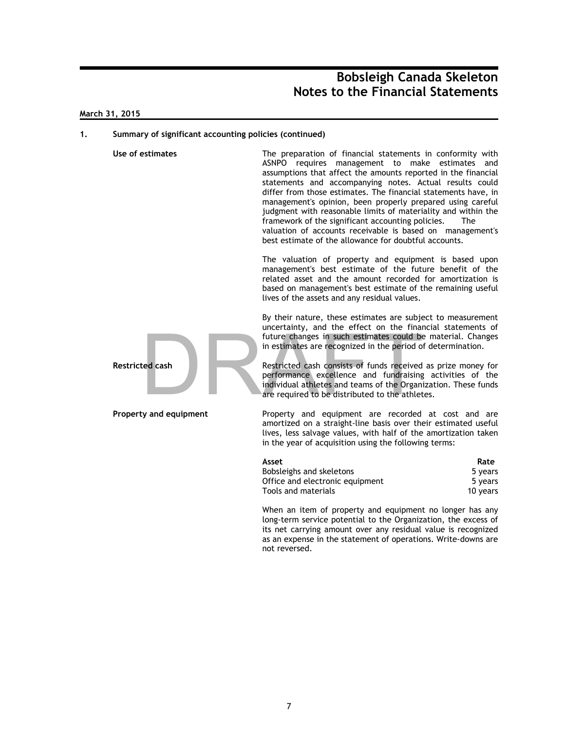**March 31, 2015**

**1. Summary of significant accounting policies (continued)**

**Use of estimates**

The preparation of financial statements in conformity with ASNPO requires management to make estimates and assumptions that affect the amounts reported in the financial statements and accompanying notes. Actual results could differ from those estimates. The financial statements have, in management's opinion, been properly prepared using careful judgment with reasonable limits of materiality and within the framework of the significant accounting policies. The valuation of accounts receivable is based on management's best estimate of the allowance for doubtful accounts.

The valuation of property and equipment is based upon management's best estimate of the future benefit of the related asset and the amount recorded for amortization is based on management's best estimate of the remaining useful lives of the assets and any residual values.

By their nature, these estimates are subject to measurement uncertainty, and the effect on the financial statements of future changes in such estimates could be material. Changes in estimates are recognized in the period of determination.

**Restricted cash**

Restricted cash consists of funds received as prize money for performance excellence and fundraising activities of the individual athletes and teams of the Organization. These funds are required to be distributed to the athletes.

**Property and equipment**

Property and equipment are recorded at cost and are amortized on a straight-line basis over their estimated useful lives, less salvage values, with half of the amortization taken in the year of acquisition using the following terms:

| Asset | Rate |
|---|---|
| Bobsleighs and skeletons | 5 years |
| Office and electronic equipment | 5 years |
| Tools and materials | 10 years |

When an item of property and equipment no longer has any long-term service potential to the Organization, the excess of its net carrying amount over any residual value is recognized as an expense in the statement of operations. Write-downs are not reversed.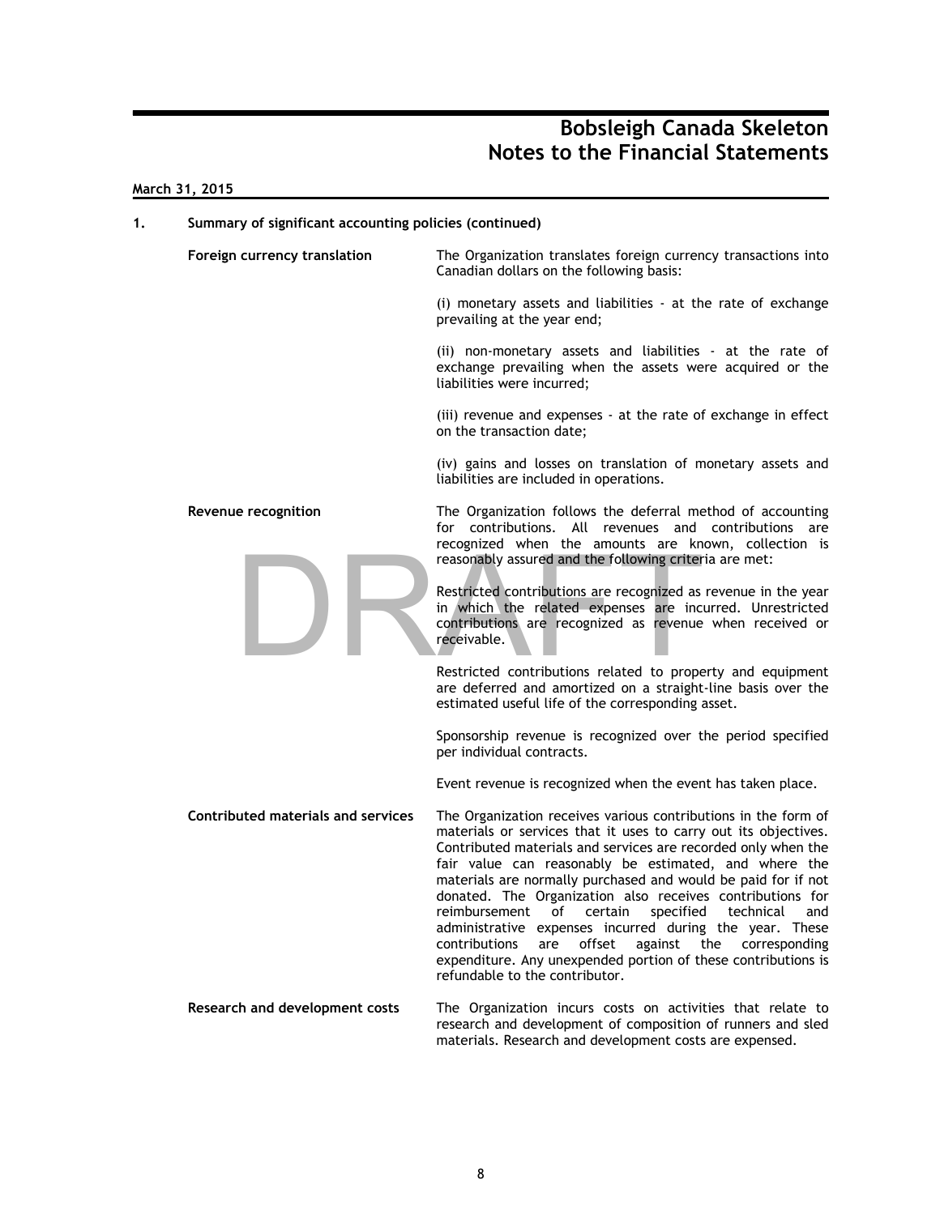# Bobsleigh Canada Skeleton
# Notes to the Financial Statements

**March 31, 2015**

## 1. Summary of significant accounting policies (continued)

**Foreign currency translation**

The Organization translates foreign currency transactions into Canadian dollars on the following basis:

(i) monetary assets and liabilities - at the rate of exchange prevailing at the year end;

(ii) non-monetary assets and liabilities - at the rate of exchange prevailing when the assets were acquired or the liabilities were incurred;

(iii) revenue and expenses - at the rate of exchange in effect on the transaction date;

(iv) gains and losses on translation of monetary assets and liabilities are included in operations.

**Revenue recognition**

The Organization follows the deferral method of accounting for contributions. All revenues and contributions are recognized when the amounts are known, collection is reasonably assured and the following criteria are met:

Restricted contributions are recognized as revenue in the year in which the related expenses are incurred. Unrestricted contributions are recognized as revenue when received or receivable.

Restricted contributions related to property and equipment are deferred and amortized on a straight-line basis over the estimated useful life of the corresponding asset.

Sponsorship revenue is recognized over the period specified per individual contracts.

Event revenue is recognized when the event has taken place.

**Contributed materials and services**

The Organization receives various contributions in the form of materials or services that it uses to carry out its objectives. Contributed materials and services are recorded only when the fair value can reasonably be estimated, and where the materials are normally purchased and would be paid for if not donated. The Organization also receives contributions for reimbursement of certain specified technical and administrative expenses incurred during the year. These contributions are offset against the corresponding expenditure. Any unexpended portion of these contributions is refundable to the contributor.

**Research and development costs**

The Organization incurs costs on activities that relate to research and development of composition of runners and sled materials. Research and development costs are expensed.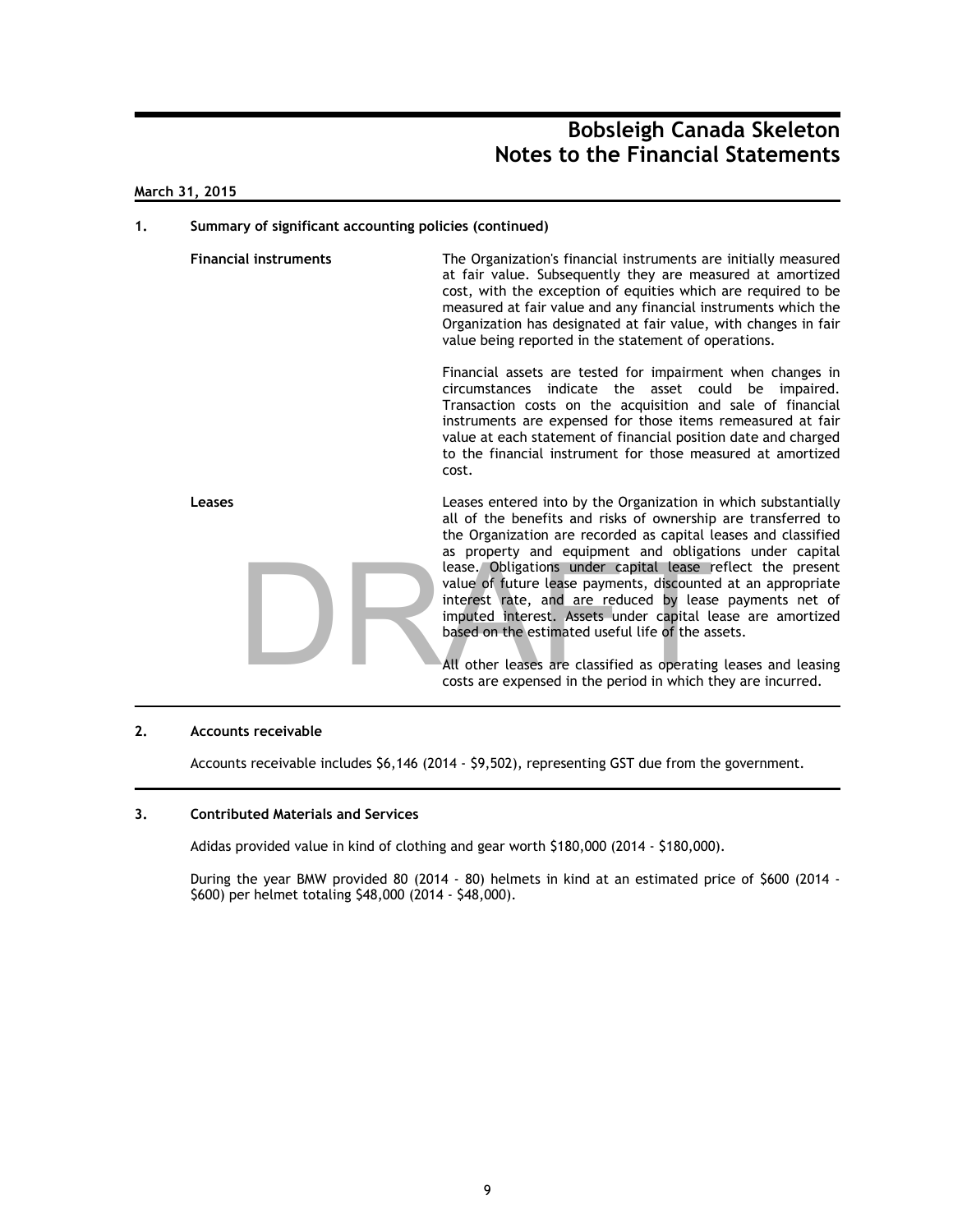**March 31, 2015**

## 1. Summary of significant accounting policies (continued)

**Financial instruments**

The Organization's financial instruments are initially measured at fair value. Subsequently they are measured at amortized cost, with the exception of equities which are required to be measured at fair value and any financial instruments which the Organization has designated at fair value, with changes in fair value being reported in the statement of operations.

Financial assets are tested for impairment when changes in circumstances indicate the asset could be impaired. Transaction costs on the acquisition and sale of financial instruments are expensed for those items remeasured at fair value at each statement of financial position date and charged to the financial instrument for those measured at amortized cost.

**Leases**

Leases entered into by the Organization in which substantially all of the benefits and risks of ownership are transferred to the Organization are recorded as capital leases and classified as property and equipment and obligations under capital lease. Obligations under capital lease reflect the present value of future lease payments, discounted at an appropriate interest rate, and are reduced by lease payments net of imputed interest. Assets under capital lease are amortized based on the estimated useful life of the assets.

All other leases are classified as operating leases and leasing costs are expensed in the period in which they are incurred.

## 2. Accounts receivable

Accounts receivable includes $6,146 (2014 - $9,502), representing GST due from the government.

## 3. Contributed Materials and Services

Adidas provided value in kind of clothing and gear worth $180,000 (2014 - $180,000).

During the year BMW provided 80 (2014 - 80) helmets in kind at an estimated price of $600 (2014 - $600) per helmet totaling $48,000 (2014 - $48,000).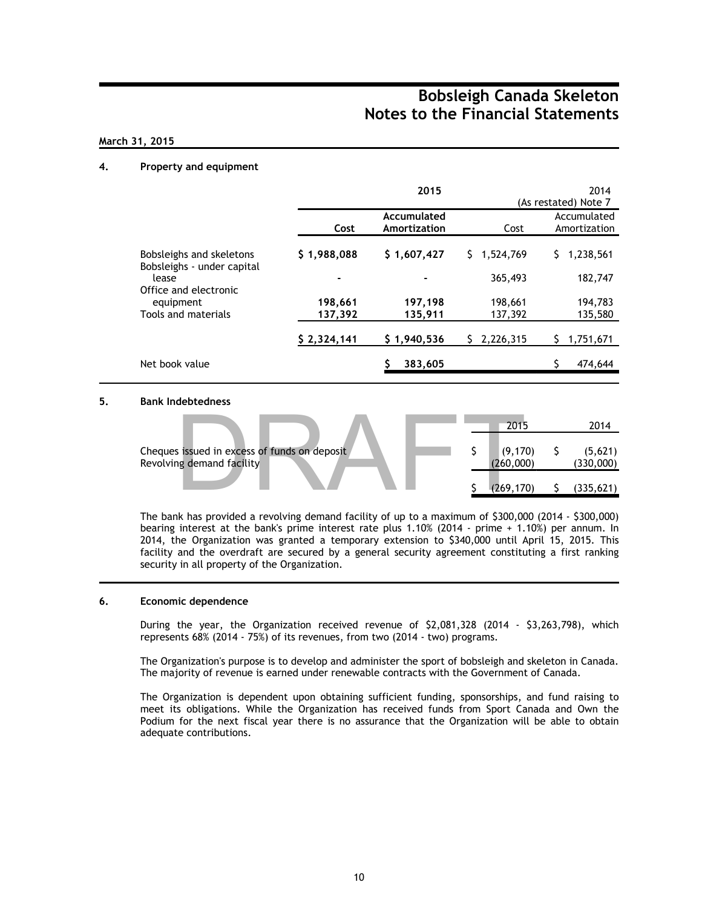**Bobsleigh Canada Skeleton**
**Notes to the Financial Statements**

**March 31, 2015**

### 4. Property and equipment

| | **2015** | | 2014 (As restated) Note 7 | |
|---|---|---|---|---|
| | **Cost** | **Accumulated Amortization** | Cost | Accumulated Amortization |
| Bobsleighs and skeletons | **$ 1,988,088** | **$ 1,607,427** | $ 1,524,769 | $ 1,238,561 |
| Bobsleighs - under capital lease | **-** | **-** | 365,493 | 182,747 |
| Office and electronic equipment | **198,661** | **197,198** | 198,661 | 194,783 |
| Tools and materials | **137,392** | **135,911** | 137,392 | 135,580 |
| | **$ 2,324,141** | **$ 1,940,536** | $ 2,226,315 | $ 1,751,671 |
| Net book value | | **$ 383,605** | | $ 474,644 |

### 5. Bank Indebtedness

| | 2015 | 2014 |
|---|---|---|
| Cheques issued in excess of funds on deposit | $ (9,170) | $ (5,621) |
| Revolving demand facility | (260,000) | (330,000) |
| | $ (269,170) | $ (335,621) |

The bank has provided a revolving demand facility of up to a maximum of $300,000 (2014 - $300,000) bearing interest at the bank's prime interest rate plus 1.10% (2014 - prime + 1.10%) per annum. In 2014, the Organization was granted a temporary extension to $340,000 until April 15, 2015. This facility and the overdraft are secured by a general security agreement constituting a first ranking security in all property of the Organization.

### 6. Economic dependence

During the year, the Organization received revenue of $2,081,328 (2014 - $3,263,798), which represents 68% (2014 - 75%) of its revenues, from two (2014 - two) programs.

The Organization's purpose is to develop and administer the sport of bobsleigh and skeleton in Canada. The majority of revenue is earned under renewable contracts with the Government of Canada.

The Organization is dependent upon obtaining sufficient funding, sponsorships, and fund raising to meet its obligations. While the Organization has received funds from Sport Canada and Own the Podium for the next fiscal year there is no assurance that the Organization will be able to obtain adequate contributions.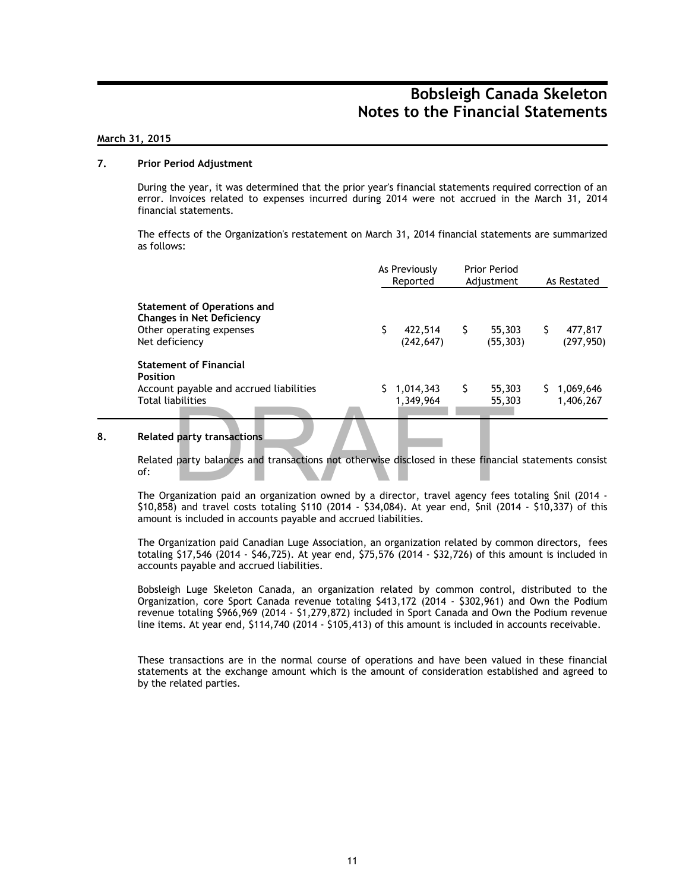# Bobsleigh Canada Skeleton
# Notes to the Financial Statements

**March 31, 2015**

## 7. Prior Period Adjustment

During the year, it was determined that the prior year's financial statements required correction of an error. Invoices related to expenses incurred during 2014 were not accrued in the March 31, 2014 financial statements.

The effects of the Organization's restatement on March 31, 2014 financial statements are summarized as follows:

| | As Previously Reported | Prior Period Adjustment | As Restated |
|---|---|---|---|
| **Statement of Operations and Changes in Net Deficiency** | | | |
| Other operating expenses | $ 422,514 | $ 55,303 | $ 477,817 |
| Net deficiency | (242,647) | (55,303) | (297,950) |
| **Statement of Financial Position** | | | |
| Account payable and accrued liabilities | $ 1,014,343 | $ 55,303 | $ 1,069,646 |
| Total liabilities | 1,349,964 | 55,303 | 1,406,267 |

## 8. Related party transactions

Related party balances and transactions not otherwise disclosed in these financial statements consist of:

The Organization paid an organization owned by a director, travel agency fees totaling $nil (2014 - $10,858) and travel costs totaling $110 (2014 - $34,084). At year end, $nil (2014 - $10,337) of this amount is included in accounts payable and accrued liabilities.

The Organization paid Canadian Luge Association, an organization related by common directors, fees totaling $17,546 (2014 - $46,725). At year end, $75,576 (2014 - $32,726) of this amount is included in accounts payable and accrued liabilities.

Bobsleigh Luge Skeleton Canada, an organization related by common control, distributed to the Organization, core Sport Canada revenue totaling $413,172 (2014 - $302,961) and Own the Podium revenue totaling $966,969 (2014 - $1,279,872) included in Sport Canada and Own the Podium revenue line items. At year end, $114,740 (2014 - $105,413) of this amount is included in accounts receivable.

These transactions are in the normal course of operations and have been valued in these financial statements at the exchange amount which is the amount of consideration established and agreed to by the related parties.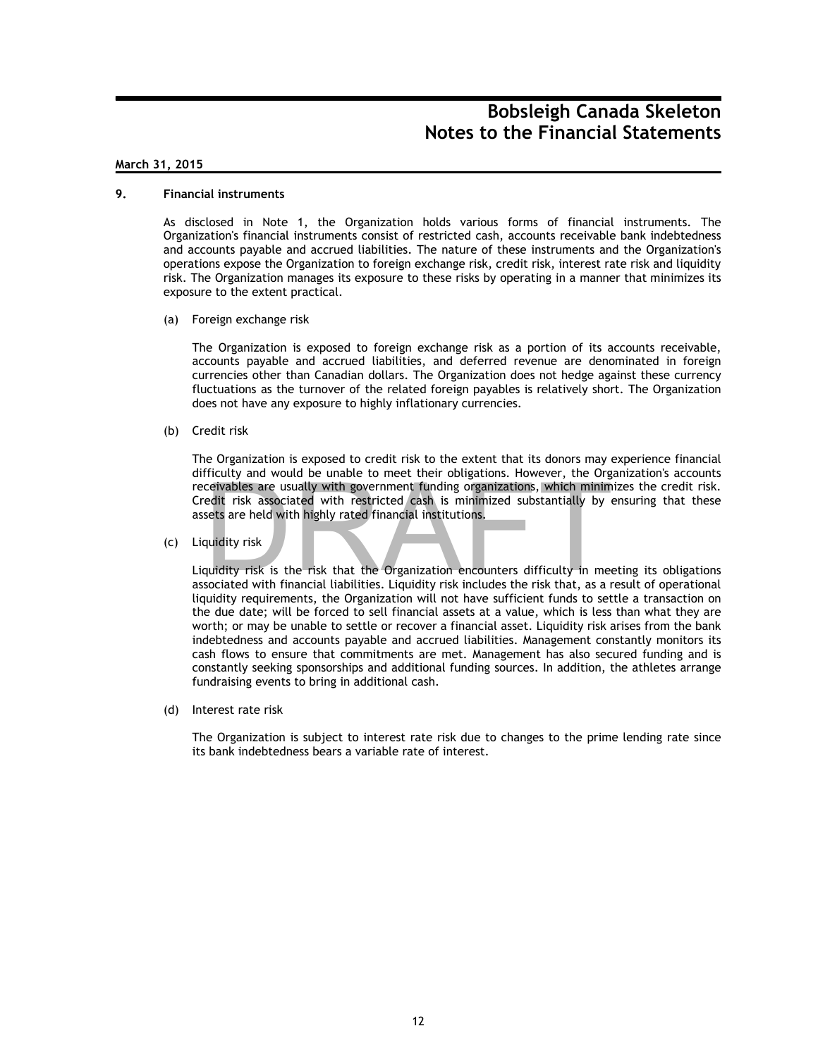# Bobsleigh Canada Skeleton
# Notes to the Financial Statements

**March 31, 2015**

## 9. Financial instruments

As disclosed in Note 1, the Organization holds various forms of financial instruments. The Organization's financial instruments consist of restricted cash, accounts receivable bank indebtedness and accounts payable and accrued liabilities. The nature of these instruments and the Organization's operations expose the Organization to foreign exchange risk, credit risk, interest rate risk and liquidity risk. The Organization manages its exposure to these risks by operating in a manner that minimizes its exposure to the extent practical.

(a) Foreign exchange risk

The Organization is exposed to foreign exchange risk as a portion of its accounts receivable, accounts payable and accrued liabilities, and deferred revenue are denominated in foreign currencies other than Canadian dollars. The Organization does not hedge against these currency fluctuations as the turnover of the related foreign payables is relatively short. The Organization does not have any exposure to highly inflationary currencies.

(b) Credit risk

The Organization is exposed to credit risk to the extent that its donors may experience financial difficulty and would be unable to meet their obligations. However, the Organization's accounts receivables are usually with government funding organizations, which minimizes the credit risk. Credit risk associated with restricted cash is minimized substantially by ensuring that these assets are held with highly rated financial institutions.

(c) Liquidity risk

Liquidity risk is the risk that the Organization encounters difficulty in meeting its obligations associated with financial liabilities. Liquidity risk includes the risk that, as a result of operational liquidity requirements, the Organization will not have sufficient funds to settle a transaction on the due date; will be forced to sell financial assets at a value, which is less than what they are worth; or may be unable to settle or recover a financial asset. Liquidity risk arises from the bank indebtedness and accounts payable and accrued liabilities. Management constantly monitors its cash flows to ensure that commitments are met. Management has also secured funding and is constantly seeking sponsorships and additional funding sources. In addition, the athletes arrange fundraising events to bring in additional cash.

(d) Interest rate risk

The Organization is subject to interest rate risk due to changes to the prime lending rate since its bank indebtedness bears a variable rate of interest.